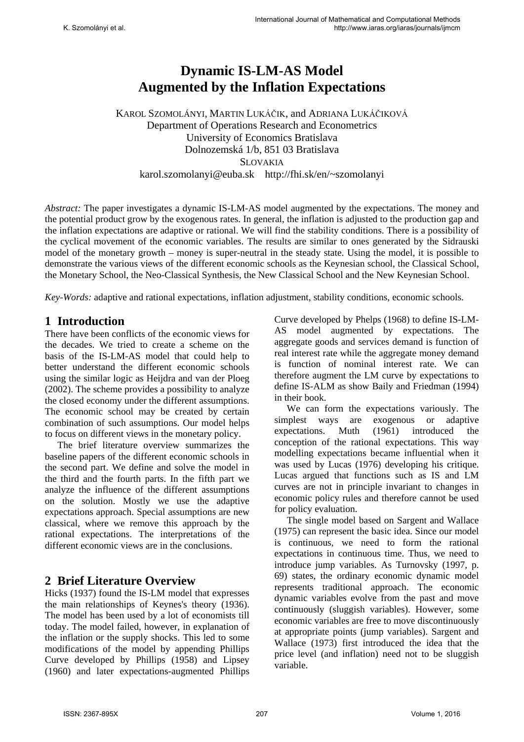# Dynamic IS-LM-AS Model Augmented by the Inflation Expectations

KAROL SZOMOLÁNYI, MARTIN LUKÁČIK, and ADRIANA LUKÁČIKOVÁ
Department of Operations Research and Econometrics
University of Economics Bratislava
Dolnozemská 1/b, 851 03 Bratislava
SLOVAKIA
karol.szomolanyi@euba.sk http://fhi.sk/en/~szomolanyi

*Abstract:* The paper investigates a dynamic IS-LM-AS model augmented by the expectations. The money and the potential product grow by the exogenous rates. In general, the inflation is adjusted to the production gap and the inflation expectations are adaptive or rational. We will find the stability conditions. There is a possibility of the cyclical movement of the economic variables. The results are similar to ones generated by the Sidrauski model of the monetary growth – money is super-neutral in the steady state. Using the model, it is possible to demonstrate the various views of the different economic schools as the Keynesian school, the Classical School, the Monetary School, the Neo-Classical Synthesis, the New Classical School and the New Keynesian School.

*Key-Words:* adaptive and rational expectations, inflation adjustment, stability conditions, economic schools.

## 1 Introduction

There have been conflicts of the economic views for the decades. We tried to create a scheme on the basis of the IS-LM-AS model that could help to better understand the different economic schools using the similar logic as Heijdra and van der Ploeg (2002). The scheme provides a possibility to analyze the closed economy under the different assumptions. The economic school may be created by certain combination of such assumptions. Our model helps to focus on different views in the monetary policy.

The brief literature overview summarizes the baseline papers of the different economic schools in the second part. We define and solve the model in the third and the fourth parts. In the fifth part we analyze the influence of the different assumptions on the solution. Mostly we use the adaptive expectations approach. Special assumptions are new classical, where we remove this approach by the rational expectations. The interpretations of the different economic views are in the conclusions.

## 2 Brief Literature Overview

Hicks (1937) found the IS-LM model that expresses the main relationships of Keynes's theory (1936). The model has been used by a lot of economists till today. The model failed, however, in explanation of the inflation or the supply shocks. This led to some modifications of the model by appending Phillips Curve developed by Phillips (1958) and Lipsey (1960) and later expectations-augmented Phillips Curve developed by Phelps (1968) to define IS-LM-AS model augmented by expectations. The aggregate goods and services demand is function of real interest rate while the aggregate money demand is function of nominal interest rate. We can therefore augment the LM curve by expectations to define IS-ALM as show Baily and Friedman (1994) in their book.

We can form the expectations variously. The simplest ways are exogenous or adaptive expectations. Muth (1961) introduced the conception of the rational expectations. This way modelling expectations became influential when it was used by Lucas (1976) developing his critique. Lucas argued that functions such as IS and LM curves are not in principle invariant to changes in economic policy rules and therefore cannot be used for policy evaluation.

The single model based on Sargent and Wallace (1975) can represent the basic idea. Since our model is continuous, we need to form the rational expectations in continuous time. Thus, we need to introduce jump variables. As Turnovsky (1997, p. 69) states, the ordinary economic dynamic model represents traditional approach. The economic dynamic variables evolve from the past and move continuously (sluggish variables). However, some economic variables are free to move discontinuously at appropriate points (jump variables). Sargent and Wallace (1973) first introduced the idea that the price level (and inflation) need not to be sluggish variable.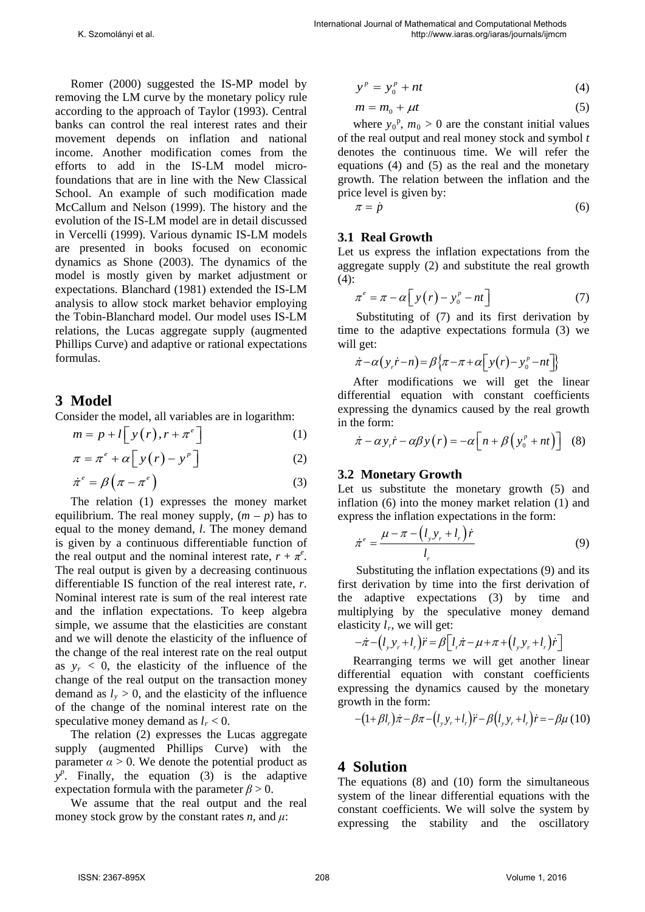Romer (2000) suggested the IS-MP model by removing the LM curve by the monetary policy rule according to the approach of Taylor (1993). Central banks can control the real interest rates and their movement depends on inflation and national income. Another modification comes from the efforts to add in the IS-LM model micro-foundations that are in line with the New Classical School. An example of such modification made McCallum and Nelson (1999). The history and the evolution of the IS-LM model are in detail discussed in Vercelli (1999). Various dynamic IS-LM models are presented in books focused on economic dynamics as Shone (2003). The dynamics of the model is mostly given by market adjustment or expectations. Blanchard (1981) extended the IS-LM analysis to allow stock market behavior employing the Tobin-Blanchard model. Our model uses IS-LM relations, the Lucas aggregate supply (augmented Phillips Curve) and adaptive or rational expectations formulas.

# 3 Model

Consider the model, all variables are in logarithm:

$$m = p + l\left[ y(r), r + \pi^e \right] \tag{1}$$

$$\pi = \pi^e + \alpha\left[ y(r) - y^p \right] \tag{2}$$

$$\dot{\pi}^e = \beta\left( \pi - \pi^e \right) \tag{3}$$

The relation (1) expresses the money market equilibrium. The real money supply, $(m - p)$ has to equal to the money demand, $l$. The money demand is given by a continuous differentiable function of the real output and the nominal interest rate, $r + \pi^e$. The real output is given by a decreasing continuous differentiable IS function of the real interest rate, $r$. Nominal interest rate is sum of the real interest rate and the inflation expectations. To keep algebra simple, we assume that the elasticities are constant and we will denote the elasticity of the influence of the change of the real interest rate on the real output as $y_r < 0$, the elasticity of the influence of the change of the real output on the transaction money demand as $l_y > 0$, and the elasticity of the influence of the change of the nominal interest rate on the speculative money demand as $l_r < 0$.

The relation (2) expresses the Lucas aggregate supply (augmented Phillips Curve) with the parameter $\alpha > 0$. We denote the potential product as $y^p$. Finally, the equation (3) is the adaptive expectation formula with the parameter $\beta > 0$.

We assume that the real output and the real money stock grow by the constant rates $n$, and $\mu$:

$$y^p = y_0^p + nt \tag{4}$$

$$m = m_0 + \mu t \tag{5}$$

where $y_0^p$, $m_0 > 0$ are the constant initial values of the real output and real money stock and symbol $t$ denotes the continuous time. We will refer the equations (4) and (5) as the real and the monetary growth. The relation between the inflation and the price level is given by:

$$\pi = \dot{p} \tag{6}$$

## 3.1 Real Growth

Let us express the inflation expectations from the aggregate supply (2) and substitute the real growth (4):

$$\pi^e = \pi - \alpha\left[ y(r) - y_0^p - nt \right] \tag{7}$$

Substituting of (7) and its first derivation by time to the adaptive expectations formula (3) we will get:

$$\dot{\pi} - \alpha\left( y_r \dot{r} - n \right) = \beta\left\{ \pi - \pi + \alpha\left[ y(r) - y_0^p - nt \right] \right\}$$

After modifications we will get the linear differential equation with constant coefficients expressing the dynamics caused by the real growth in the form:

$$\dot{\pi} - \alpha y_r \dot{r} - \alpha\beta y(r) = -\alpha\left[ n + \beta\left( y_0^p + nt \right) \right] \tag{8}$$

## 3.2 Monetary Growth

Let us substitute the monetary growth (5) and inflation (6) into the money market relation (1) and express the inflation expectations in the form:

$$\dot{\pi}^e = \frac{\mu - \pi - \left( l_y y_r + l_r \right)\dot{r}}{l_r} \tag{9}$$

Substituting the inflation expectations (9) and its first derivation by time into the first derivation of the adaptive expectations (3) by time and multiplying by the speculative money demand elasticity $l_r$, we will get:

$$-\dot{\pi} - \left( l_y y_r + l_r \right)\ddot{r} = \beta\left[ l_r \dot{\pi} - \mu + \pi + \left( l_y y_r + l_r \right)\dot{r} \right]$$

Rearranging terms we will get another linear differential equation with constant coefficients expressing the dynamics caused by the monetary growth in the form:

$$-\left( 1 + \beta l_r \right)\dot{\pi} - \beta\pi - \left( l_y y_r + l_r \right)\ddot{r} - \beta\left( l_y y_r + l_r \right)\dot{r} = -\beta\mu \tag{10}$$

# 4 Solution

The equations (8) and (10) form the simultaneous system of the linear differential equations with the constant coefficients. We will solve the system by expressing the stability and the oscillatory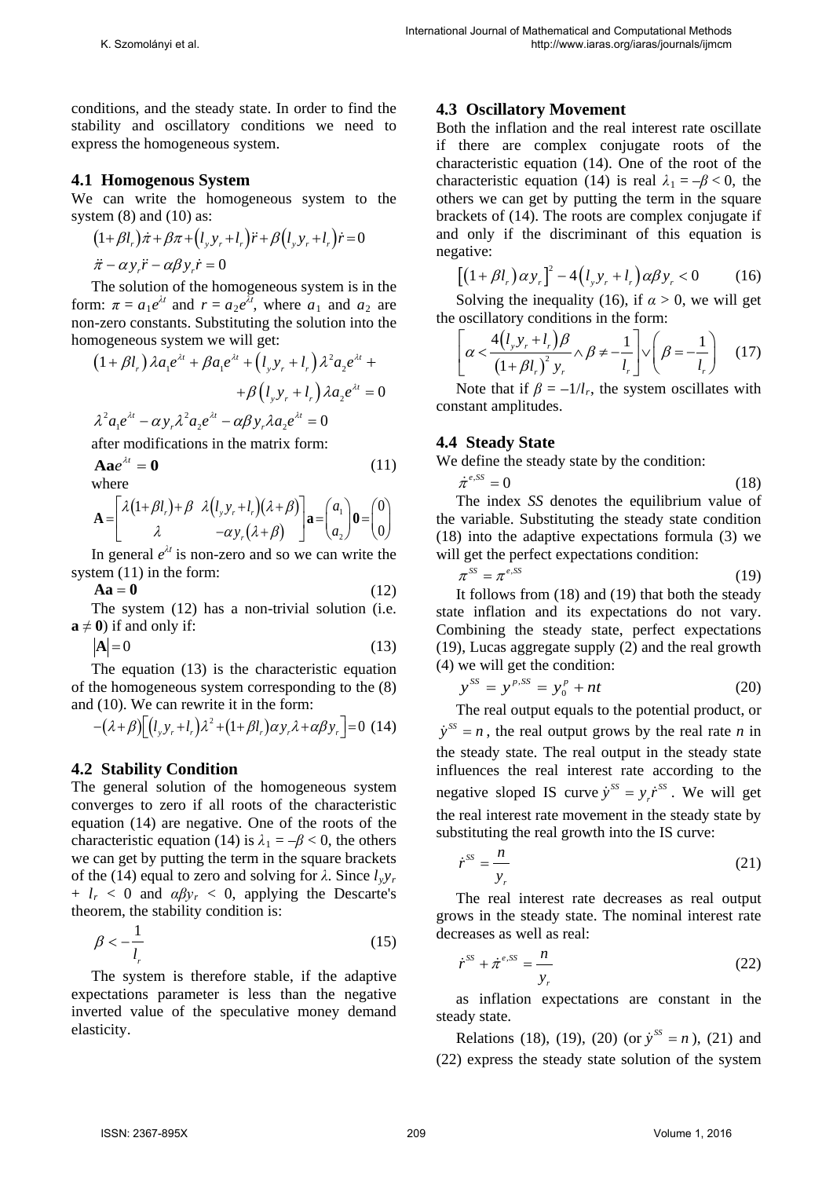conditions, and the steady state. In order to find the stability and oscillatory conditions we need to express the homogeneous system.

### 4.1 Homogenous System

We can write the homogeneous system to the system (8) and (10) as:

$$\left(1+\beta l_r\right)\dot{\pi}+\beta\pi+\left(l_y y_r+l_r\right)\ddot{r}+\beta\left(l_y y_r+l_r\right)\dot{r}=0$$

$$\ddot{\pi}-\alpha y_r\ddot{r}-\alpha\beta y_r\dot{r}=0$$

The solution of the homogeneous system is in the form: $\pi = a_1e^{\lambda t}$ and $r = a_2e^{\lambda t}$, where $a_1$ and $a_2$ are non-zero constants. Substituting the solution into the homogeneous system we will get:

$$\left(1+\beta l_r\right)\lambda a_1e^{\lambda t}+\beta a_1e^{\lambda t}+\left(l_y y_r+l_r\right)\lambda^2 a_2e^{\lambda t}+$$
$$+\beta\left(l_y y_r+l_r\right)\lambda a_2e^{\lambda t}=0$$

$$\lambda^2 a_1e^{\lambda t}-\alpha y_r\lambda^2 a_2e^{\lambda t}-\alpha\beta y_r\lambda a_2e^{\lambda t}=0$$

after modifications in the matrix form:

$$\mathbf{A}\mathbf{a}e^{\lambda t}=\mathbf{0} \tag{11}$$

where

$$\mathbf{A}=\begin{bmatrix}\lambda\left(1+\beta l_r\right)+\beta & \lambda\left(l_y y_r+l_r\right)\left(\lambda+\beta\right)\\ \lambda & -\alpha y_r\left(\lambda+\beta\right)\end{bmatrix}\mathbf{a}=\begin{pmatrix}a_1\\a_2\end{pmatrix}\mathbf{0}=\begin{pmatrix}0\\0\end{pmatrix}$$

In general $e^{\lambda t}$ is non-zero and so we can write the system (11) in the form:

$$\mathbf{A}\mathbf{a}=\mathbf{0} \tag{12}$$

The system (12) has a non-trivial solution (i.e. $\mathbf{a}\neq\mathbf{0}$) if and only if:

$$\left|\mathbf{A}\right|=0 \tag{13}$$

The equation (13) is the characteristic equation of the homogeneous system corresponding to the (8) and (10). We can rewrite it in the form:

$$-\left(\lambda+\beta\right)\left[\left(l_y y_r+l_r\right)\lambda^2+\left(1+\beta l_r\right)\alpha y_r\lambda+\alpha\beta y_r\right]=0 \tag{14}$$

### 4.2 Stability Condition

The general solution of the homogeneous system converges to zero if all roots of the characteristic equation (14) are negative. One of the roots of the characteristic equation (14) is $\lambda_1 = -\beta < 0$, the others we can get by putting the term in the square brackets of the (14) equal to zero and solving for $\lambda$. Since $l_y y_r + l_r < 0$ and $\alpha\beta y_r < 0$, applying the Descarte's theorem, the stability condition is:

$$\beta<-\frac{1}{l_r} \tag{15}$$

The system is therefore stable, if the adaptive expectations parameter is less than the negative inverted value of the speculative money demand elasticity.

### 4.3 Oscillatory Movement

Both the inflation and the real interest rate oscillate if there are complex conjugate roots of the characteristic equation (14). One of the root of the characteristic equation (14) is real $\lambda_1 = -\beta < 0$, the others we can get by putting the term in the square brackets of (14). The roots are complex conjugate if and only if the discriminant of this equation is negative:

$$\left[\left(1+\beta l_r\right)\alpha y_r\right]^2-4\left(l_y y_r+l_r\right)\alpha\beta y_r<0 \tag{16}$$

Solving the inequality (16), if $\alpha > 0$, we will get the oscillatory conditions in the form:

$$\left[\alpha<\frac{4\left(l_y y_r+l_r\right)\beta}{\left(1+\beta l_r\right)^2 y_r}\wedge\beta\neq-\frac{1}{l_r}\right]\vee\left(\beta=-\frac{1}{l_r}\right) \tag{17}$$

Note that if $\beta = -1/l_r$, the system oscillates with constant amplitudes.

### 4.4 Steady State

We define the steady state by the condition:

$$\dot{\pi}^{e,SS}=0 \tag{18}$$

The index *SS* denotes the equilibrium value of the variable. Substituting the steady state condition (18) into the adaptive expectations formula (3) we will get the perfect expectations condition:

$$\pi^{SS}=\pi^{e,SS} \tag{19}$$

It follows from (18) and (19) that both the steady state inflation and its expectations do not vary. Combining the steady state, perfect expectations (19), Lucas aggregate supply (2) and the real growth (4) we will get the condition:

$$y^{SS}=y^{p,SS}=y_0^p+nt \tag{20}$$

The real output equals to the potential product, or $\dot{y}^{SS}=n$, the real output grows by the real rate $n$ in the steady state. The real output in the steady state influences the real interest rate according to the negative sloped IS curve $\dot{y}^{SS}=y_r\dot{r}^{SS}$. We will get the real interest rate movement in the steady state by substituting the real growth into the IS curve:

$$\dot{r}^{SS}=\frac{n}{y_r} \tag{21}$$

The real interest rate decreases as real output grows in the steady state. The nominal interest rate decreases as well as real:

$$\dot{r}^{SS}+\dot{\pi}^{e,SS}=\frac{n}{y_r} \tag{22}$$

as inflation expectations are constant in the steady state.

Relations (18), (19), (20) (or $\dot{y}^{SS}=n$), (21) and (22) express the steady state solution of the system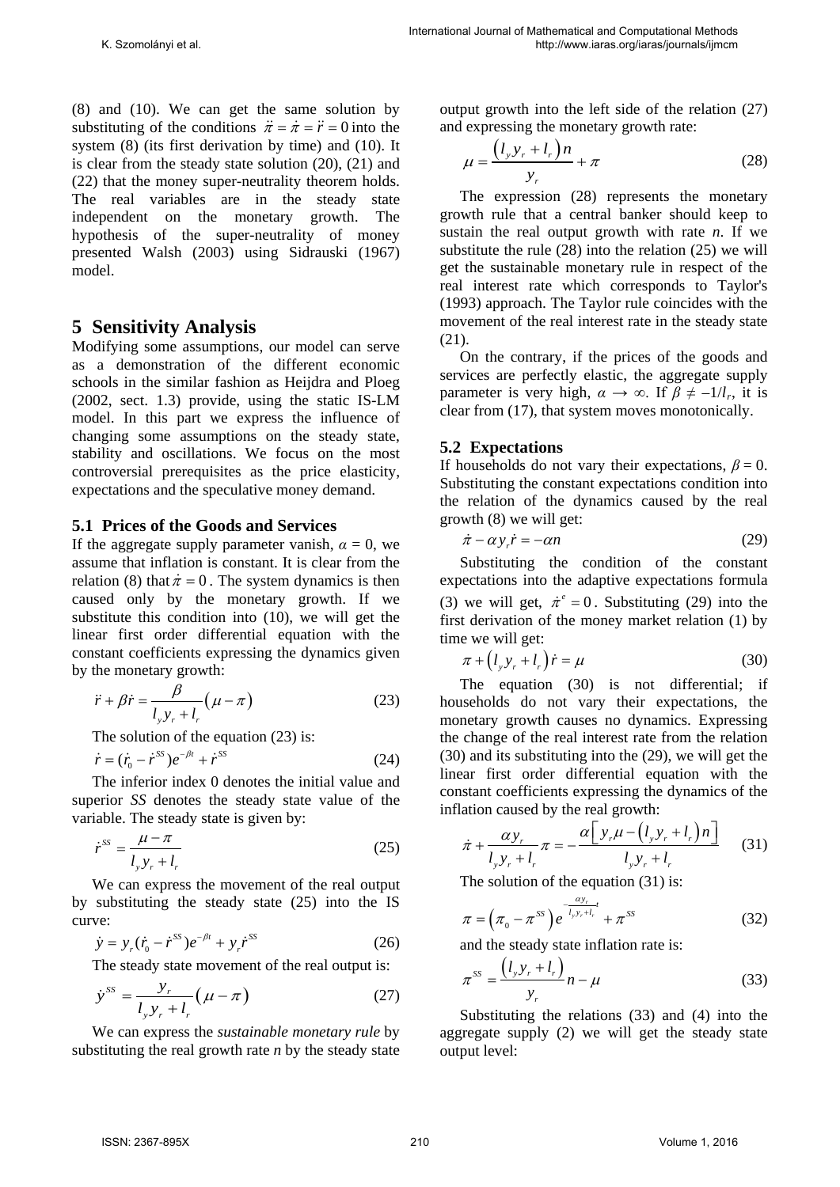(8) and (10). We can get the same solution by substituting of the conditions $\ddot{\pi} = \dot{\pi} = \ddot{r} = 0$ into the system (8) (its first derivation by time) and (10). It is clear from the steady state solution (20), (21) and (22) that the money super-neutrality theorem holds. The real variables are in the steady state independent on the monetary growth. The hypothesis of the super-neutrality of money presented Walsh (2003) using Sidrauski (1967) model.

## 5 Sensitivity Analysis

Modifying some assumptions, our model can serve as a demonstration of the different economic schools in the similar fashion as Heijdra and Ploeg (2002, sect. 1.3) provide, using the static IS-LM model. In this part we express the influence of changing some assumptions on the steady state, stability and oscillations. We focus on the most controversial prerequisites as the price elasticity, expectations and the speculative money demand.

### 5.1 Prices of the Goods and Services

If the aggregate supply parameter vanish, $\alpha = 0$, we assume that inflation is constant. It is clear from the relation (8) that $\dot{\pi} = 0$. The system dynamics is then caused only by the monetary growth. If we substitute this condition into (10), we will get the linear first order differential equation with the constant coefficients expressing the dynamics given by the monetary growth:

$$\ddot{r} + \beta \dot{r} = \frac{\beta}{l_y y_r + l_r}(\mu - \pi) \tag{23}$$

The solution of the equation (23) is:

$$\dot{r} = (\dot{r}_0 - \dot{r}^{SS})e^{-\beta t} + \dot{r}^{SS} \tag{24}$$

The inferior index 0 denotes the initial value and superior *SS* denotes the steady state value of the variable. The steady state is given by:

$$\dot{r}^{SS} = \frac{\mu - \pi}{l_y y_r + l_r} \tag{25}$$

We can express the movement of the real output by substituting the steady state (25) into the IS curve:

$$\dot{y} = y_r(\dot{r}_0 - \dot{r}^{SS})e^{-\beta t} + y_r \dot{r}^{SS} \tag{26}$$

The steady state movement of the real output is:

$$\dot{y}^{SS} = \frac{y_r}{l_y y_r + l_r}(\mu - \pi) \tag{27}$$

We can express the *sustainable monetary rule* by substituting the real growth rate *n* by the steady state output growth into the left side of the relation (27) and expressing the monetary growth rate:

$$\mu = \frac{(l_y y_r + l_r)n}{y_r} + \pi \tag{28}$$

The expression (28) represents the monetary growth rule that a central banker should keep to sustain the real output growth with rate *n*. If we substitute the rule (28) into the relation (25) we will get the sustainable monetary rule in respect of the real interest rate which corresponds to Taylor's (1993) approach. The Taylor rule coincides with the movement of the real interest rate in the steady state (21).

On the contrary, if the prices of the goods and services are perfectly elastic, the aggregate supply parameter is very high, $\alpha \to \infty$. If $\beta \neq -1/l_r$, it is clear from (17), that system moves monotonically.

### 5.2 Expectations

If households do not vary their expectations, $\beta = 0$. Substituting the constant expectations condition into the relation of the dynamics caused by the real growth (8) we will get:

$$\dot{\pi} - \alpha y_r \dot{r} = -\alpha n \tag{29}$$

Substituting the condition of the constant expectations into the adaptive expectations formula (3) we will get, $\dot{\pi}^e = 0$. Substituting (29) into the first derivation of the money market relation (1) by time we will get:

$$\pi + (l_y y_r + l_r)\dot{r} = \mu \tag{30}$$

The equation (30) is not differential; if households do not vary their expectations, the monetary growth causes no dynamics. Expressing the change of the real interest rate from the relation (30) and its substituting into the (29), we will get the linear first order differential equation with the constant coefficients expressing the dynamics of the inflation caused by the real growth:

$$\dot{\pi} + \frac{\alpha y_r}{l_y y_r + l_r}\pi = -\frac{\alpha\left[y_r \mu - (l_y y_r + l_r)n\right]}{l_y y_r + l_r} \tag{31}$$

The solution of the equation (31) is:

$$\pi = (\pi_0 - \pi^{SS})e^{-\frac{\alpha y_r}{l_y y_r + l_r}t} + \pi^{SS} \tag{32}$$

and the steady state inflation rate is:

$$\pi^{SS} = \frac{(l_y y_r + l_r)}{y_r}n - \mu \tag{33}$$

Substituting the relations (33) and (4) into the aggregate supply (2) we will get the steady state output level: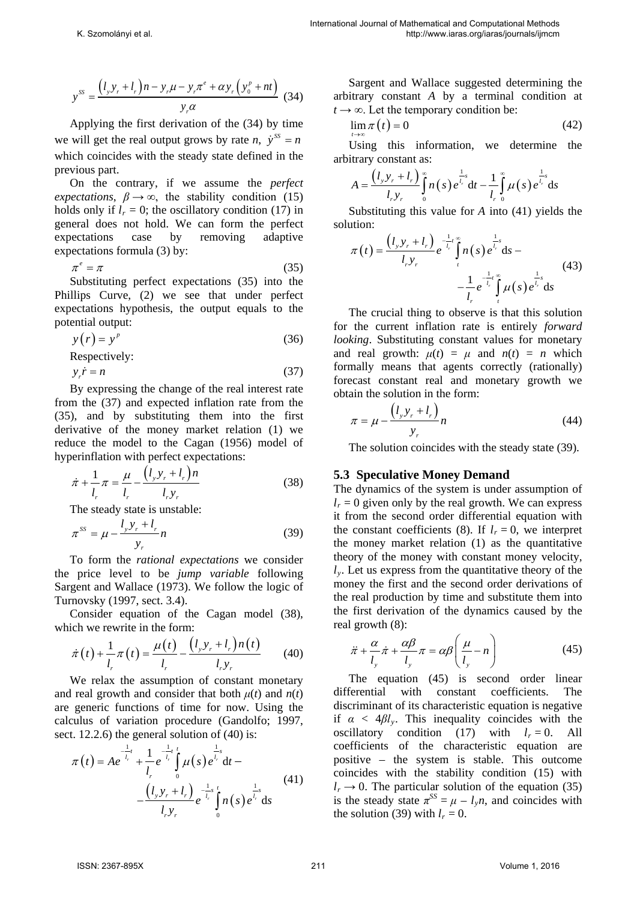$$y^{SS} = \frac{\left(l_y y_r + l_r\right) n - y_r \mu - y_r \pi^e + \alpha y_r \left(y_0^p + nt\right)}{y_r \alpha} \quad (34)$$

Applying the first derivation of the (34) by time we will get the real output grows by rate $n$, $\dot{y}^{SS} = n$ which coincides with the steady state defined in the previous part.

On the contrary, if we assume the *perfect expectations*, $\beta \to \infty$, the stability condition (15) holds only if $l_r = 0$; the oscillatory condition (17) in general does not hold. We can form the perfect expectations case by removing adaptive expectations formula (3) by:

$$\pi^e = \pi \quad (35)$$

Substituting perfect expectations (35) into the Phillips Curve, (2) we see that under perfect expectations hypothesis, the output equals to the potential output:

$$y(r) = y^p \quad (36)$$

Respectively:

$$y_r \dot{r} = n \quad (37)$$

By expressing the change of the real interest rate from the (37) and expected inflation rate from the (35), and by substituting them into the first derivative of the money market relation (1) we reduce the model to the Cagan (1956) model of hyperinflation with perfect expectations:

$$\dot{\pi} + \frac{1}{l_r}\pi = \frac{\mu}{l_r} - \frac{\left(l_y y_r + l_r\right) n}{l_r y_r} \quad (38)$$

The steady state is unstable:

$$\pi^{SS} = \mu - \frac{l_y y_r + l_r}{y_r} n \quad (39)$$

To form the *rational expectations* we consider the price level to be *jump variable* following Sargent and Wallace (1973). We follow the logic of Turnovsky (1997, sect. 3.4).

Consider equation of the Cagan model (38), which we rewrite in the form:

$$\dot{\pi}(t) + \frac{1}{l_r}\pi(t) = \frac{\mu(t)}{l_r} - \frac{\left(l_y y_r + l_r\right) n(t)}{l_r y_r} \quad (40)$$

We relax the assumption of constant monetary and real growth and consider that both $\mu(t)$ and $n(t)$ are generic functions of time for now. Using the calculus of variation procedure (Gandolfo; 1997, sect. 12.2.6) the general solution of (40) is:

$$\pi(t) = Ae^{-\frac{1}{l_r}t} + \frac{1}{l_r} e^{-\frac{1}{l_r}t} \int_0^t \mu(s) e^{\frac{1}{l_r}s} \mathrm{d}t - \frac{\left(l_y y_r + l_r\right)}{l_r y_r} e^{-\frac{1}{l_r}s} \int_0^t n(s) e^{\frac{1}{l_r}s} \mathrm{d}s \quad (41)$$

Sargent and Wallace suggested determining the arbitrary constant $A$ by a terminal condition at $t \to \infty$. Let the temporary condition be:

$$\lim_{t \to \infty} \pi(t) = 0 \quad (42)$$

Using this information, we determine the arbitrary constant as:

$$A = \frac{\left(l_y y_r + l_r\right)}{l_r y_r} \int_0^\infty n(s) e^{\frac{1}{l_r}s} \mathrm{d}t - \frac{1}{l_r} \int_0^\infty \mu(s) e^{\frac{1}{l_r}s} \mathrm{d}s$$

Substituting this value for $A$ into (41) yields the solution:

$$\pi(t) = \frac{\left(l_y y_r + l_r\right)}{l_r y_r} e^{-\frac{1}{l_r}t} \int_t^\infty n(s) e^{\frac{1}{l_r}s} \mathrm{d}s - \frac{1}{l_r} e^{-\frac{1}{l_r}t} \int_t^\infty \mu(s) e^{\frac{1}{l_r}s} \mathrm{d}s \quad (43)$$

The crucial thing to observe is that this solution for the current inflation rate is entirely *forward looking*. Substituting constant values for monetary and real growth: $\mu(t) = \mu$ and $n(t) = n$ which formally means that agents correctly (rationally) forecast constant real and monetary growth we obtain the solution in the form:

$$\pi = \mu - \frac{\left(l_y y_r + l_r\right)}{y_r} n \quad (44)$$

The solution coincides with the steady state (39).

### 5.3 Speculative Money Demand

The dynamics of the system is under assumption of $l_r = 0$ given only by the real growth. We can express it from the second order differential equation with the constant coefficients (8). If $l_r = 0$, we interpret the money market relation (1) as the quantitative theory of the money with constant money velocity, $l_y$. Let us express from the quantitative theory of the money the first and the second order derivations of the real production by time and substitute them into the first derivation of the dynamics caused by the real growth (8):

$$\ddot{\pi} + \frac{\alpha}{l_y}\dot{\pi} + \frac{\alpha\beta}{l_y}\pi = \alpha\beta\left(\frac{\mu}{l_y} - n\right) \quad (45)$$

The equation (45) is second order linear differential with constant coefficients. The discriminant of its characteristic equation is negative if $\alpha < 4\beta l_y$. This inequality coincides with the oscillatory condition (17) with $l_r = 0$. All coefficients of the characteristic equation are positive – the system is stable. This outcome coincides with the stability condition (15) with $l_r \to 0$. The particular solution of the equation (35) is the steady state $\pi^{SS} = \mu - l_y n$, and coincides with the solution (39) with $l_r = 0$.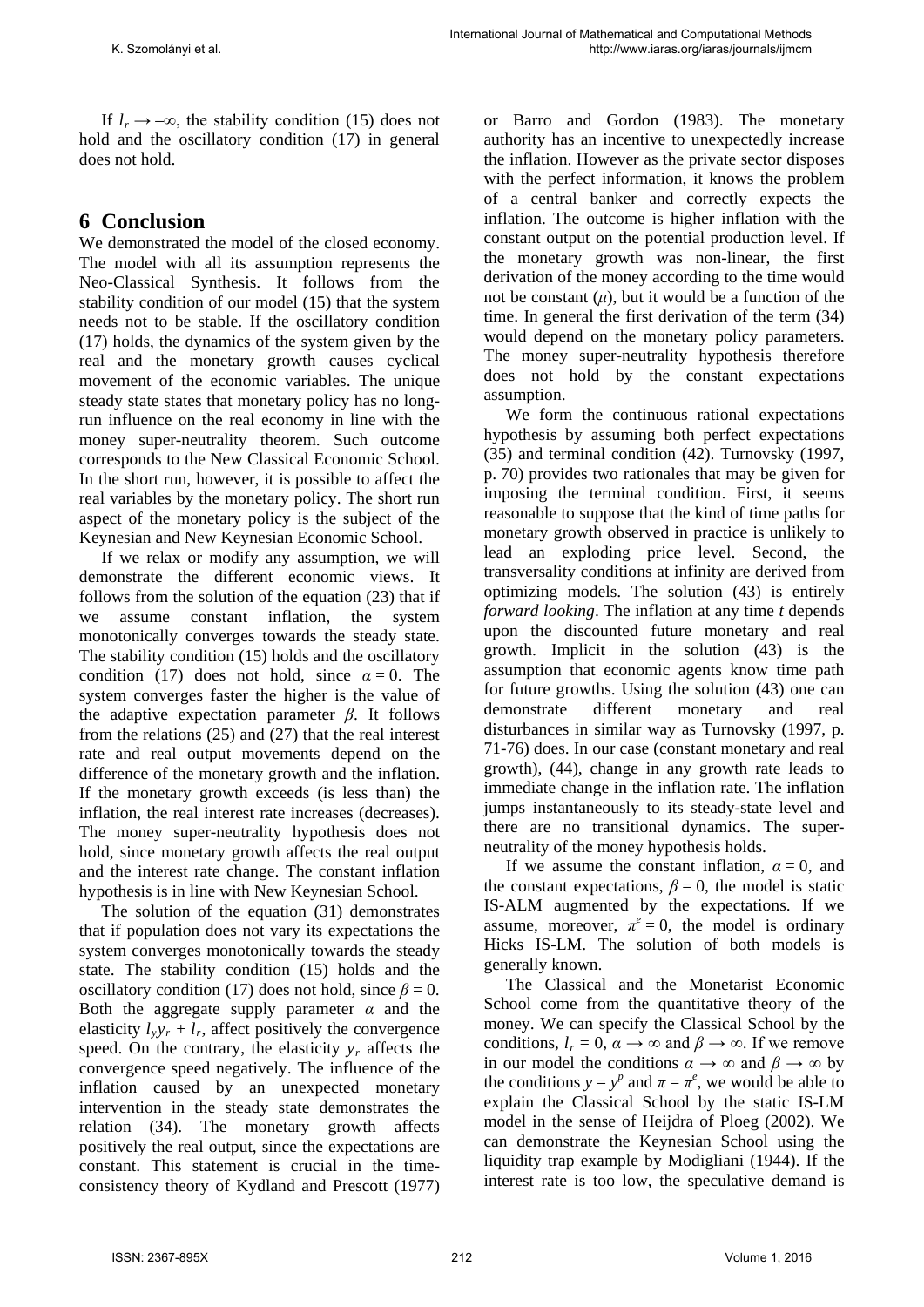If $l_r \to -\infty$, the stability condition (15) does not hold and the oscillatory condition (17) in general does not hold.

## 6 Conclusion

We demonstrated the model of the closed economy. The model with all its assumption represents the Neo-Classical Synthesis. It follows from the stability condition of our model (15) that the system needs not to be stable. If the oscillatory condition (17) holds, the dynamics of the system given by the real and the monetary growth causes cyclical movement of the economic variables. The unique steady state states that monetary policy has no long-run influence on the real economy in line with the money super-neutrality theorem. Such outcome corresponds to the New Classical Economic School. In the short run, however, it is possible to affect the real variables by the monetary policy. The short run aspect of the monetary policy is the subject of the Keynesian and New Keynesian Economic School.

If we relax or modify any assumption, we will demonstrate the different economic views. It follows from the solution of the equation (23) that if we assume constant inflation, the system monotonically converges towards the steady state. The stability condition (15) holds and the oscillatory condition (17) does not hold, since $\alpha = 0$. The system converges faster the higher is the value of the adaptive expectation parameter $\beta$. It follows from the relations (25) and (27) that the real interest rate and real output movements depend on the difference of the monetary growth and the inflation. If the monetary growth exceeds (is less than) the inflation, the real interest rate increases (decreases). The money super-neutrality hypothesis does not hold, since monetary growth affects the real output and the interest rate change. The constant inflation hypothesis is in line with New Keynesian School.

The solution of the equation (31) demonstrates that if population does not vary its expectations the system converges monotonically towards the steady state. The stability condition (15) holds and the oscillatory condition (17) does not hold, since $\beta = 0$. Both the aggregate supply parameter $\alpha$ and the elasticity $l_y y_r + l_r$, affect positively the convergence speed. On the contrary, the elasticity $y_r$ affects the convergence speed negatively. The influence of the inflation caused by an unexpected monetary intervention in the steady state demonstrates the relation (34). The monetary growth affects positively the real output, since the expectations are constant. This statement is crucial in the time-consistency theory of Kydland and Prescott (1977) or Barro and Gordon (1983). The monetary authority has an incentive to unexpectedly increase the inflation. However as the private sector disposes with the perfect information, it knows the problem of a central banker and correctly expects the inflation. The outcome is higher inflation with the constant output on the potential production level. If the monetary growth was non-linear, the first derivation of the money according to the time would not be constant ($\mu$), but it would be a function of the time. In general the first derivation of the term (34) would depend on the monetary policy parameters. The money super-neutrality hypothesis therefore does not hold by the constant expectations assumption.

We form the continuous rational expectations hypothesis by assuming both perfect expectations (35) and terminal condition (42). Turnovsky (1997, p. 70) provides two rationales that may be given for imposing the terminal condition. First, it seems reasonable to suppose that the kind of time paths for monetary growth observed in practice is unlikely to lead an exploding price level. Second, the transversality conditions at infinity are derived from optimizing models. The solution (43) is entirely *forward looking*. The inflation at any time $t$ depends upon the discounted future monetary and real growth. Implicit in the solution (43) is the assumption that economic agents know time path for future growths. Using the solution (43) one can demonstrate different monetary and real disturbances in similar way as Turnovsky (1997, p. 71-76) does. In our case (constant monetary and real growth), (44), change in any growth rate leads to immediate change in the inflation rate. The inflation jumps instantaneously to its steady-state level and there are no transitional dynamics. The super-neutrality of the money hypothesis holds.

If we assume the constant inflation, $\alpha = 0$, and the constant expectations, $\beta = 0$, the model is static IS-ALM augmented by the expectations. If we assume, moreover, $\pi^e = 0$, the model is ordinary Hicks IS-LM. The solution of both models is generally known.

The Classical and the Monetarist Economic School come from the quantitative theory of the money. We can specify the Classical School by the conditions, $l_r = 0$, $\alpha \to \infty$ and $\beta \to \infty$. If we remove in our model the conditions $\alpha \to \infty$ and $\beta \to \infty$ by the conditions $y = y^p$ and $\pi = \pi^e$, we would be able to explain the Classical School by the static IS-LM model in the sense of Heijdra of Ploeg (2002). We can demonstrate the Keynesian School using the liquidity trap example by Modigliani (1944). If the interest rate is too low, the speculative demand is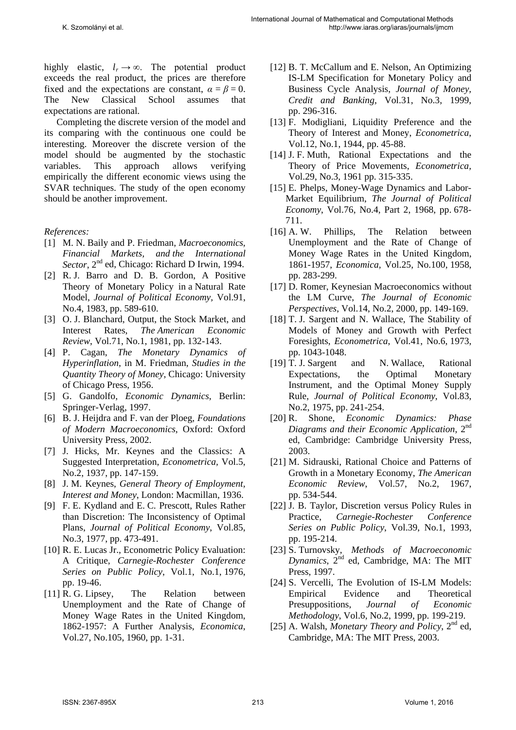highly elastic, $l_r \to \infty$. The potential product exceeds the real product, the prices are therefore fixed and the expectations are constant, $\alpha = \beta = 0$. The New Classical School assumes that expectations are rational.

Completing the discrete version of the model and its comparing with the continuous one could be interesting. Moreover the discrete version of the model should be augmented by the stochastic variables. This approach allows verifying empirically the different economic views using the SVAR techniques. The study of the open economy should be another improvement.

*References:*

[1] M. N. Baily and P. Friedman, *Macroeconomics, Financial Markets, and the International Sector*, 2nd ed, Chicago: Richard D Irwin, 1994.

[2] R. J. Barro and D. B. Gordon, A Positive Theory of Monetary Policy in a Natural Rate Model, *Journal of Political Economy*, Vol.91, No.4, 1983, pp. 589-610.

[3] O. J. Blanchard, Output, the Stock Market, and Interest Rates, *The American Economic Review*, Vol.71, No.1, 1981, pp. 132-143.

[4] P. Cagan, *The Monetary Dynamics of Hyperinflation*, in M. Friedman, *Studies in the Quantity Theory of Money*, Chicago: University of Chicago Press, 1956.

[5] G. Gandolfo, *Economic Dynamics*, Berlin: Springer-Verlag, 1997.

[6] B. J. Heijdra and F. van der Ploeg, *Foundations of Modern Macroeconomics*, Oxford: Oxford University Press, 2002.

[7] J. Hicks, Mr. Keynes and the Classics: A Suggested Interpretation, *Econometrica,* Vol.5, No.2, 1937, pp. 147-159.

[8] J. M. Keynes, *General Theory of Employment, Interest and Money*, London: Macmillan, 1936.

[9] F. E. Kydland and E. C. Prescott, Rules Rather than Discretion: The Inconsistency of Optimal Plans, *Journal of Political Economy*, Vol.85, No.3, 1977, pp. 473-491.

[10] R. E. Lucas Jr., Econometric Policy Evaluation: A Critique, *Carnegie-Rochester Conference Series on Public Policy*, Vol.1, No.1, 1976, pp. 19-46.

[11] R. G. Lipsey, The Relation between Unemployment and the Rate of Change of Money Wage Rates in the United Kingdom, 1862-1957: A Further Analysis, *Economica*, Vol.27, No.105, 1960, pp. 1-31.

[12] B. T. McCallum and E. Nelson, An Optimizing IS-LM Specification for Monetary Policy and Business Cycle Analysis, *Journal of Money, Credit and Banking*, Vol.31, No.3, 1999, pp. 296-316.

[13] F. Modigliani, Liquidity Preference and the Theory of Interest and Money, *Econometrica*, Vol.12, No.1, 1944, pp. 45-88.

[14] J. F. Muth, Rational Expectations and the Theory of Price Movements, *Econometrica*, Vol.29, No.3, 1961 pp. 315-335.

[15] E. Phelps, Money-Wage Dynamics and Labor-Market Equilibrium, *The Journal of Political Economy*, Vol.76, No.4, Part 2, 1968, pp. 678-711.

[16] A. W. Phillips, The Relation between Unemployment and the Rate of Change of Money Wage Rates in the United Kingdom, 1861-1957, *Economica,* Vol.25, No.100, 1958, pp. 283-299.

[17] D. Romer, Keynesian Macroeconomics without the LM Curve, *The Journal of Economic Perspectives*, Vol.14, No.2, 2000, pp. 149-169.

[18] T. J. Sargent and N. Wallace, The Stability of Models of Money and Growth with Perfect Foresights, *Econometrica*, Vol.41, No.6, 1973, pp. 1043-1048.

[19] T. J. Sargent and N. Wallace, Rational Expectations, the Optimal Monetary Instrument, and the Optimal Money Supply Rule, *Journal of Political Economy*, Vol.83, No.2, 1975, pp. 241-254.

[20] R. Shone, *Economic Dynamics: Phase Diagrams and their Economic Application*, 2nd ed, Cambridge: Cambridge University Press, 2003.

[21] M. Sidrauski, Rational Choice and Patterns of Growth in a Monetary Economy, *The American Economic Review,* Vol.57, No.2, 1967, pp. 534-544.

[22] J. B. Taylor, Discretion versus Policy Rules in Practice, *Carnegie-Rochester Conference Series on Public Policy*, Vol.39, No.1, 1993, pp. 195-214.

[23] S. Turnovsky, *Methods of Macroeconomic Dynamics*, 2nd ed, Cambridge, MA: The MIT Press, 1997.

[24] S. Vercelli, The Evolution of IS-LM Models: Empirical Evidence and Theoretical Presuppositions, *Journal of Economic Methodology*, Vol.6, No.2, 1999, pp. 199-219.

[25] A. Walsh, *Monetary Theory and Policy*, 2nd ed, Cambridge, MA: The MIT Press, 2003.